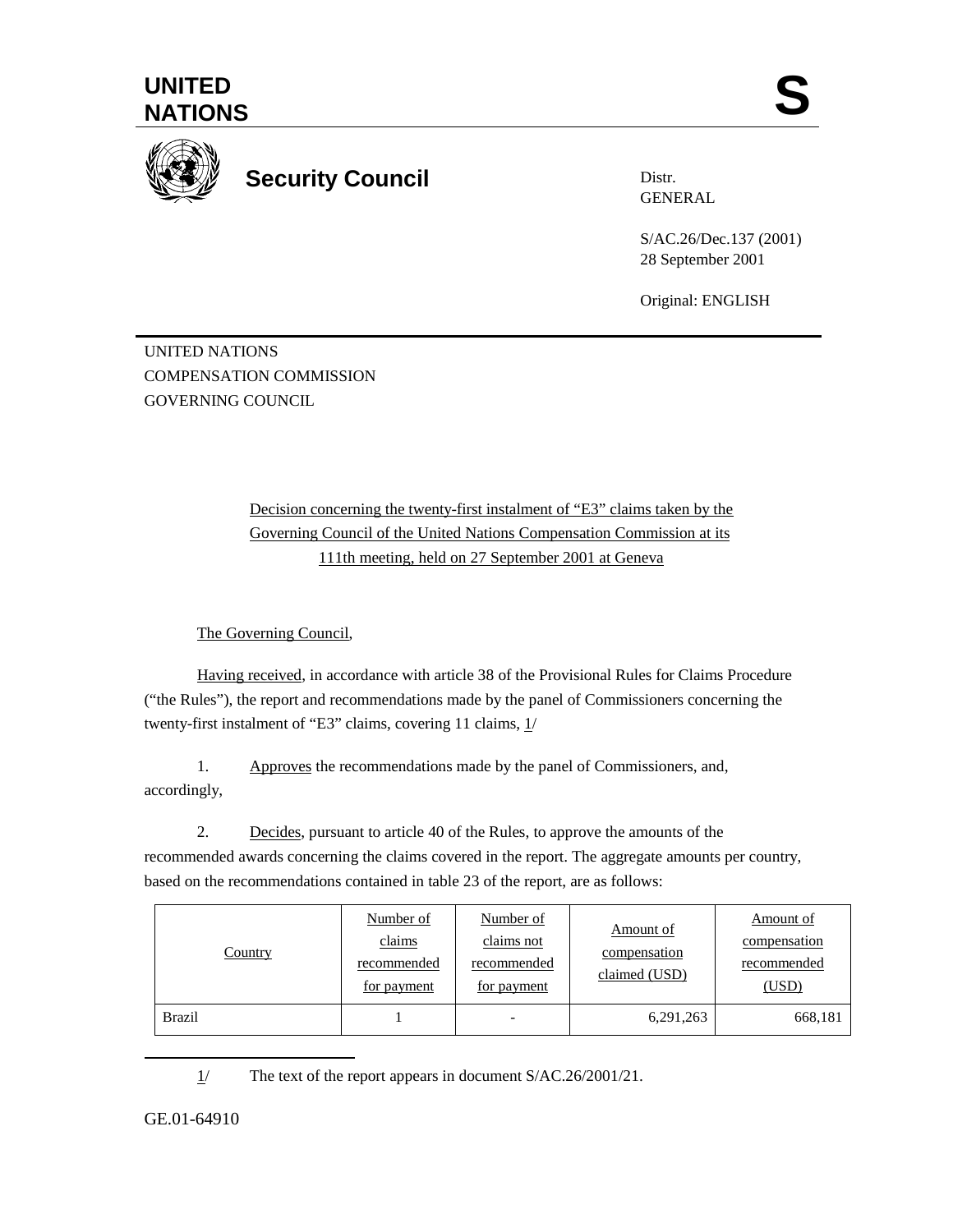UNITED NATIONS

S

**Security Council**

Distr.
GENERAL

S/AC.26/Dec.137 (2001)
28 September 2001

Original: ENGLISH

UNITED NATIONS
COMPENSATION COMMISSION
GOVERNING COUNCIL

Decision concerning the twenty-first instalment of "E3" claims taken by the Governing Council of the United Nations Compensation Commission at its 111th meeting, held on 27 September 2001 at Geneva

The Governing Council,

Having received, in accordance with article 38 of the Provisional Rules for Claims Procedure ("the Rules"), the report and recommendations made by the panel of Commissioners concerning the twenty-first instalment of "E3" claims, covering 11 claims, 1/

1. Approves the recommendations made by the panel of Commissioners, and, accordingly,

2. Decides, pursuant to article 40 of the Rules, to approve the amounts of the recommended awards concerning the claims covered in the report. The aggregate amounts per country, based on the recommendations contained in table 23 of the report, are as follows:

| Country | Number of claims recommended for payment | Number of claims not recommended for payment | Amount of compensation claimed (USD) | Amount of compensation recommended (USD) |
|---|---|---|---|---|
| Brazil | 1 | - | 6,291,263 | 668,181 |

1/ The text of the report appears in document S/AC.26/2001/21.

GE.01-64910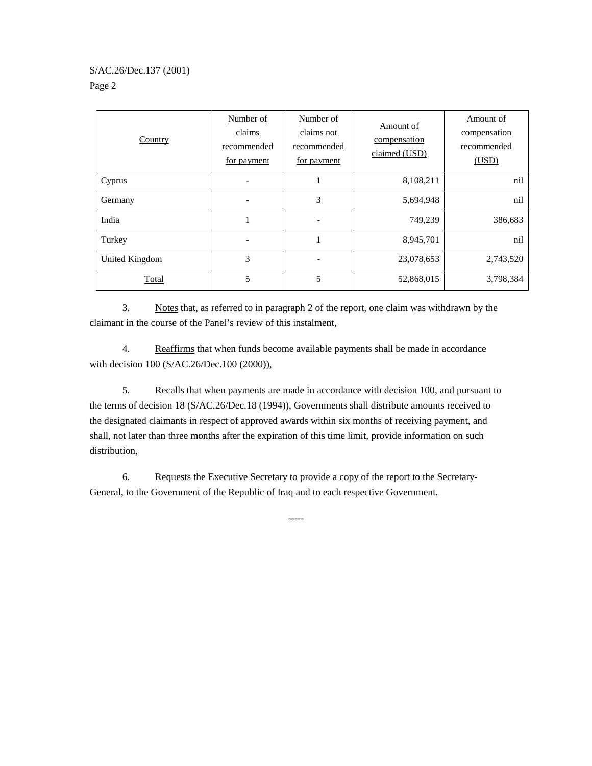| Country | Number of claims recommended for payment | Number of claims not recommended for payment | Amount of compensation claimed (USD) | Amount of compensation recommended (USD) |
|---|---|---|---|---|
| Cyprus | - | 1 | 8,108,211 | nil |
| Germany | - | 3 | 5,694,948 | nil |
| India | 1 | - | 749,239 | 386,683 |
| Turkey | - | 1 | 8,945,701 | nil |
| United Kingdom | 3 | - | 23,078,653 | 2,743,520 |
| Total | 5 | 5 | 52,868,015 | 3,798,384 |

3. Notes that, as referred to in paragraph 2 of the report, one claim was withdrawn by the claimant in the course of the Panel's review of this instalment,

4. Reaffirms that when funds become available payments shall be made in accordance with decision 100 (S/AC.26/Dec.100 (2000)),

5. Recalls that when payments are made in accordance with decision 100, and pursuant to the terms of decision 18 (S/AC.26/Dec.18 (1994)), Governments shall distribute amounts received to the designated claimants in respect of approved awards within six months of receiving payment, and shall, not later than three months after the expiration of this time limit, provide information on such distribution,

6. Requests the Executive Secretary to provide a copy of the report to the Secretary-General, to the Government of the Republic of Iraq and to each respective Government.

-----